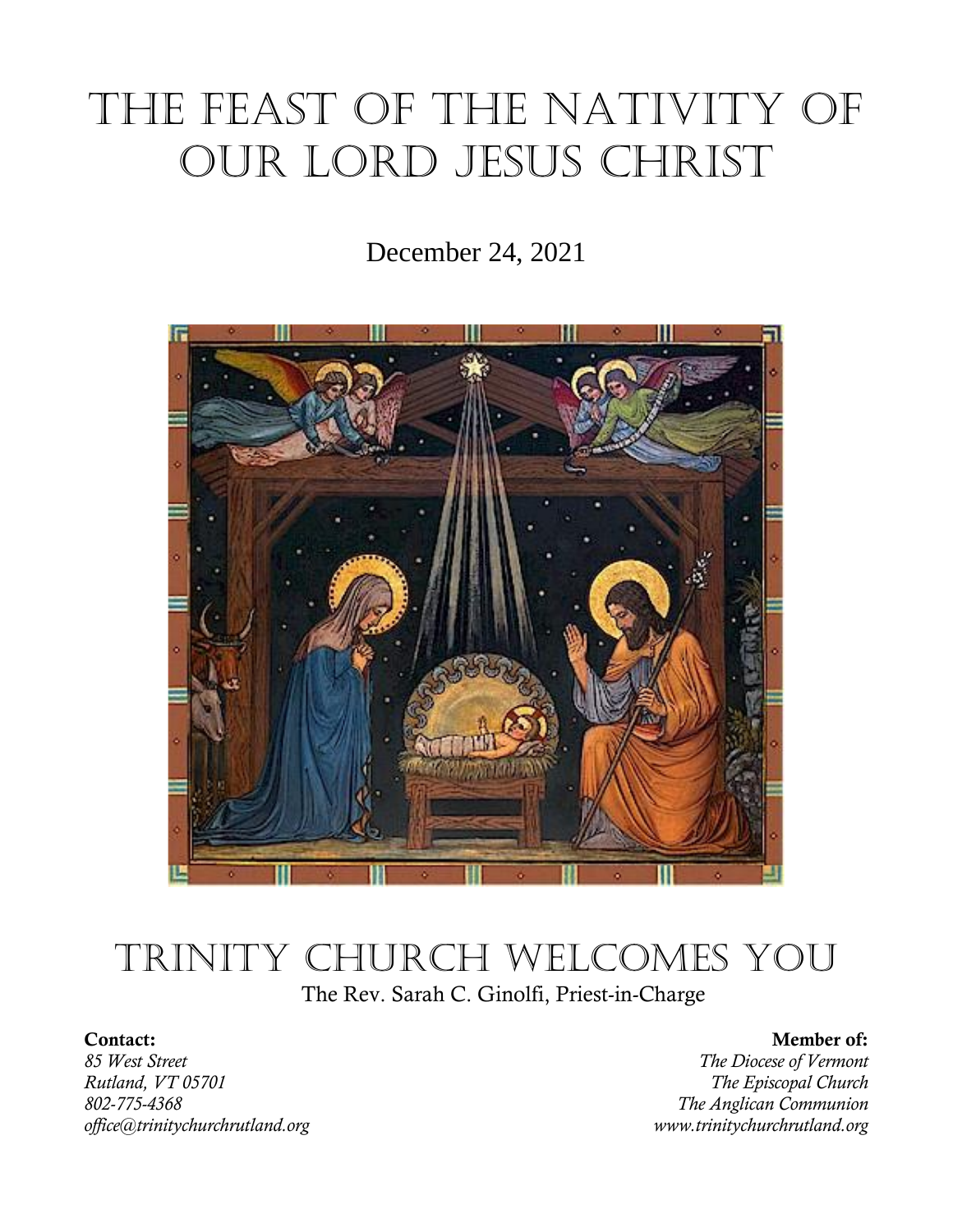# The Feast of the Nativity of Our Lord Jesus Christ

December 24, 2021

# Trinity Church Welcomes You

The Rev. Sarah C. Ginolfi, Priest-in-Charge

**Contact:**
*85 West Street*
*Rutland, VT 05701*
*802-775-4368*
*office@trinitychurchrutland.org*

**Member of:**
*The Diocese of Vermont*
*The Episcopal Church*
*The Anglican Communion*
*www.trinitychurchrutland.org*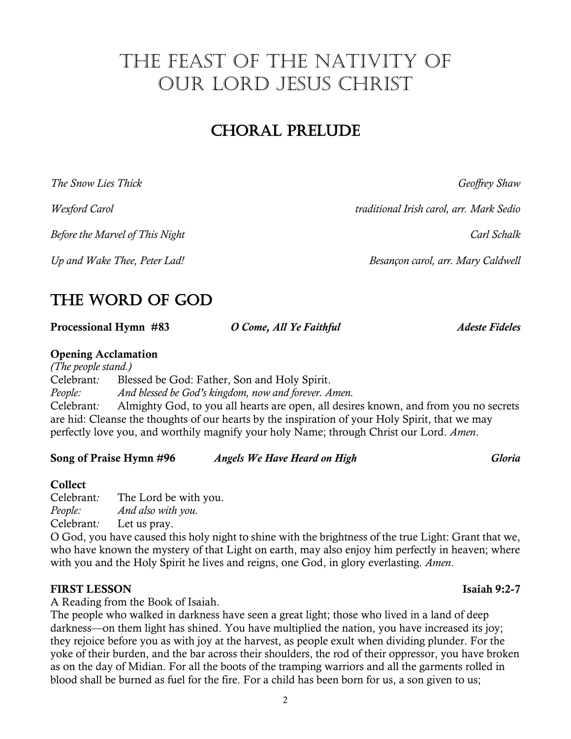# The Feast of the Nativity of Our Lord Jesus Christ

## Choral Prelude

*The Snow Lies Thick* — *Geoffrey Shaw*

*Wexford Carol* — *traditional Irish carol, arr. Mark Sedio*

*Before the Marvel of This Night* — *Carl Schalk*

*Up and Wake Thee, Peter Lad!* — *Besançon carol, arr. Mary Caldwell*

## The Word of God

**Processional Hymn #83** — ***O Come, All Ye Faithful*** — ***Adeste Fideles***

**Opening Acclamation**
*(The people stand.)*
Celebrant*:* Blessed be God: Father, Son and Holy Spirit.
*People:* *And blessed be God's kingdom, now and forever. Amen.*
Celebrant*:* Almighty God, to you all hearts are open, all desires known, and from you no secrets are hid: Cleanse the thoughts of our hearts by the inspiration of your Holy Spirit, that we may perfectly love you, and worthily magnify your holy Name; through Christ our Lord. *Amen*.

**Song of Praise Hymn #96** — ***Angels We Have Heard on High*** — ***Gloria***

**Collect**
Celebrant*:* The Lord be with you.
*People:* *And also with you.*
Celebrant*:* Let us pray.
O God, you have caused this holy night to shine with the brightness of the true Light: Grant that we, who have known the mystery of that Light on earth, may also enjoy him perfectly in heaven; where with you and the Holy Spirit he lives and reigns, one God, in glory everlasting. *Amen*.

**FIRST LESSON** — **Isaiah 9:2-7**
A Reading from the Book of Isaiah.
The people who walked in darkness have seen a great light; those who lived in a land of deep darkness—on them light has shined. You have multiplied the nation, you have increased its joy; they rejoice before you as with joy at the harvest, as people exult when dividing plunder. For the yoke of their burden, and the bar across their shoulders, the rod of their oppressor, you have broken as on the day of Midian. For all the boots of the tramping warriors and all the garments rolled in blood shall be burned as fuel for the fire. For a child has been born for us, a son given to us;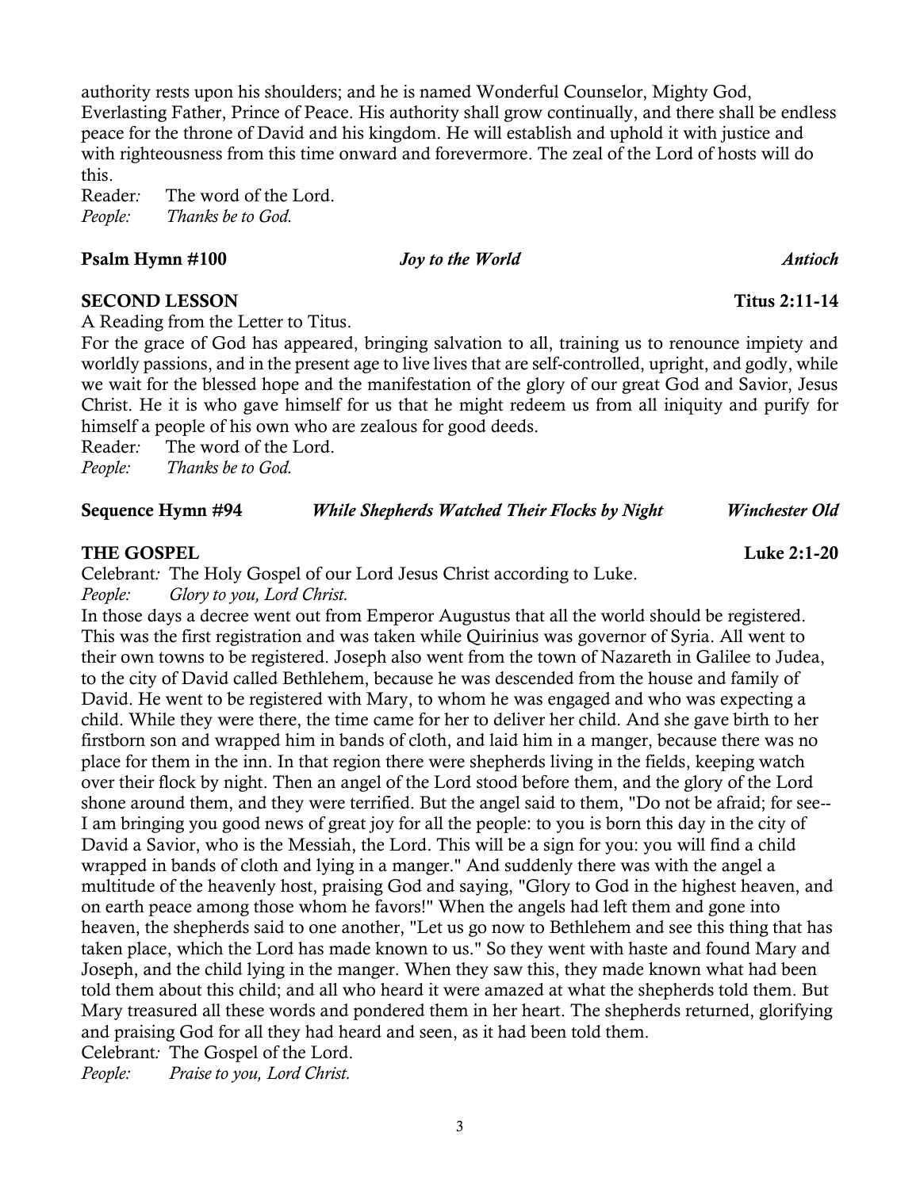authority rests upon his shoulders; and he is named Wonderful Counselor, Mighty God, Everlasting Father, Prince of Peace. His authority shall grow continually, and there shall be endless peace for the throne of David and his kingdom. He will establish and uphold it with justice and with righteousness from this time onward and forevermore. The zeal of the Lord of hosts will do this.

Reader*:* The word of the Lord.
*People: Thanks be to God.*

**Psalm Hymn #100** *Joy to the World* *Antioch*

**SECOND LESSON** **Titus 2:11-14**

A Reading from the Letter to Titus.

For the grace of God has appeared, bringing salvation to all, training us to renounce impiety and worldly passions, and in the present age to live lives that are self-controlled, upright, and godly, while we wait for the blessed hope and the manifestation of the glory of our great God and Savior, Jesus Christ. He it is who gave himself for us that he might redeem us from all iniquity and purify for himself a people of his own who are zealous for good deeds.

Reader*:* The word of the Lord.
*People: Thanks be to God.*

**Sequence Hymn #94** *While Shepherds Watched Their Flocks by Night* *Winchester Old*

**THE GOSPEL** **Luke 2:1-20**

Celebrant*:* The Holy Gospel of our Lord Jesus Christ according to Luke.
*People: Glory to you, Lord Christ.*

In those days a decree went out from Emperor Augustus that all the world should be registered. This was the first registration and was taken while Quirinius was governor of Syria. All went to their own towns to be registered. Joseph also went from the town of Nazareth in Galilee to Judea, to the city of David called Bethlehem, because he was descended from the house and family of David. He went to be registered with Mary, to whom he was engaged and who was expecting a child. While they were there, the time came for her to deliver her child. And she gave birth to her firstborn son and wrapped him in bands of cloth, and laid him in a manger, because there was no place for them in the inn. In that region there were shepherds living in the fields, keeping watch over their flock by night. Then an angel of the Lord stood before them, and the glory of the Lord shone around them, and they were terrified. But the angel said to them, "Do not be afraid; for see--I am bringing you good news of great joy for all the people: to you is born this day in the city of David a Savior, who is the Messiah, the Lord. This will be a sign for you: you will find a child wrapped in bands of cloth and lying in a manger." And suddenly there was with the angel a multitude of the heavenly host, praising God and saying, "Glory to God in the highest heaven, and on earth peace among those whom he favors!" When the angels had left them and gone into heaven, the shepherds said to one another, "Let us go now to Bethlehem and see this thing that has taken place, which the Lord has made known to us." So they went with haste and found Mary and Joseph, and the child lying in the manger. When they saw this, they made known what had been told them about this child; and all who heard it were amazed at what the shepherds told them. But Mary treasured all these words and pondered them in her heart. The shepherds returned, glorifying and praising God for all they had heard and seen, as it had been told them.

Celebrant*:* The Gospel of the Lord.
*People: Praise to you, Lord Christ.*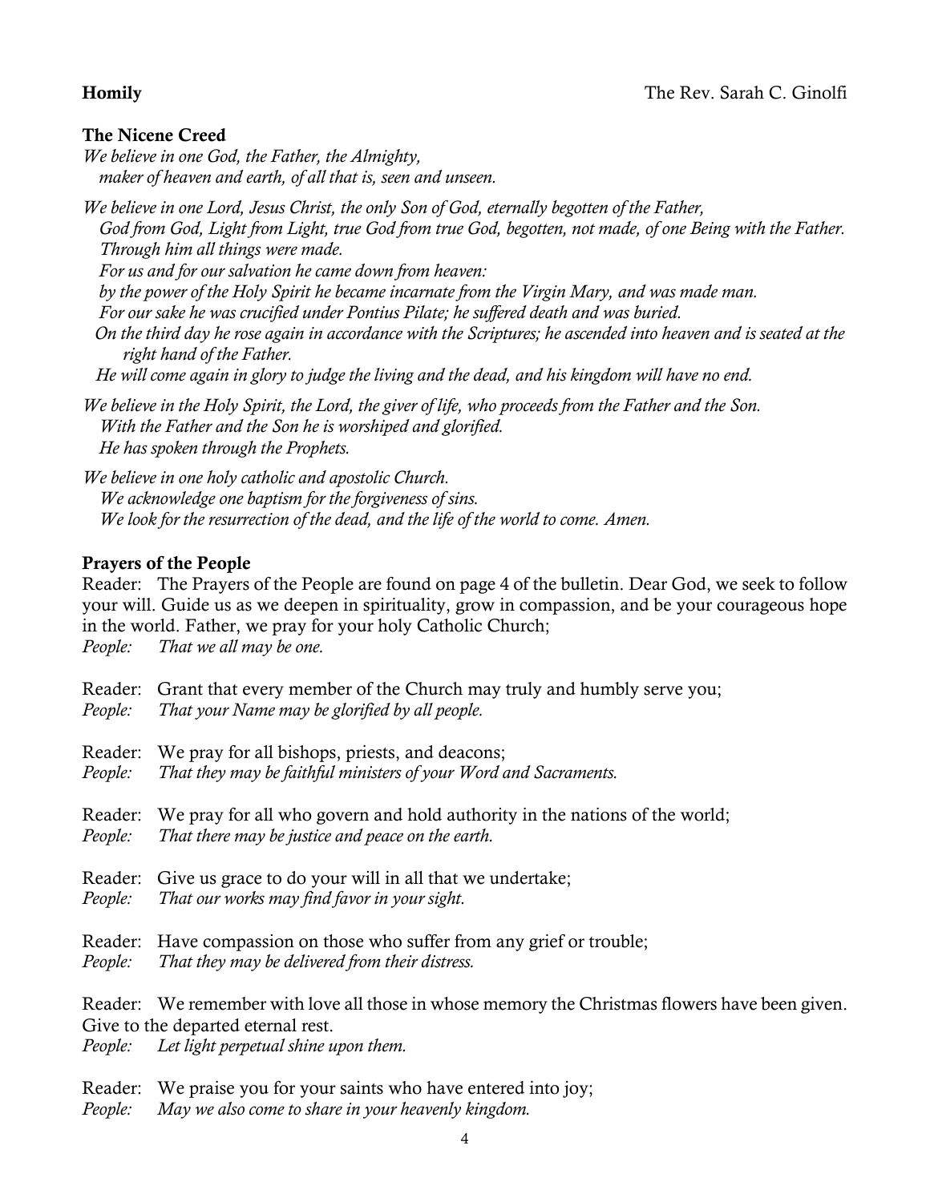**Homily** The Rev. Sarah C. Ginolfi

**The Nicene Creed**

*We believe in one God, the Father, the Almighty,*
*maker of heaven and earth, of all that is, seen and unseen.*

*We believe in one Lord, Jesus Christ, the only Son of God, eternally begotten of the Father,*
*God from God, Light from Light, true God from true God, begotten, not made, of one Being with the Father.*
*Through him all things were made.*
*For us and for our salvation he came down from heaven:*
*by the power of the Holy Spirit he became incarnate from the Virgin Mary, and was made man.*
*For our sake he was crucified under Pontius Pilate; he suffered death and was buried.*
*On the third day he rose again in accordance with the Scriptures; he ascended into heaven and is seated at the right hand of the Father.*
*He will come again in glory to judge the living and the dead, and his kingdom will have no end.*

*We believe in the Holy Spirit, the Lord, the giver of life, who proceeds from the Father and the Son.*
*With the Father and the Son he is worshiped and glorified.*
*He has spoken through the Prophets.*

*We believe in one holy catholic and apostolic Church.*
*We acknowledge one baptism for the forgiveness of sins.*
*We look for the resurrection of the dead, and the life of the world to come. Amen.*

**Prayers of the People**

Reader: The Prayers of the People are found on page 4 of the bulletin. Dear God, we seek to follow your will. Guide us as we deepen in spirituality, grow in compassion, and be your courageous hope in the world. Father, we pray for your holy Catholic Church;
*People: That we all may be one.*

Reader: Grant that every member of the Church may truly and humbly serve you;
*People: That your Name may be glorified by all people.*

Reader: We pray for all bishops, priests, and deacons;
*People: That they may be faithful ministers of your Word and Sacraments.*

Reader: We pray for all who govern and hold authority in the nations of the world;
*People: That there may be justice and peace on the earth.*

Reader: Give us grace to do your will in all that we undertake;
*People: That our works may find favor in your sight.*

Reader: Have compassion on those who suffer from any grief or trouble;
*People: That they may be delivered from their distress.*

Reader: We remember with love all those in whose memory the Christmas flowers have been given. Give to the departed eternal rest.
*People: Let light perpetual shine upon them.*

Reader: We praise you for your saints who have entered into joy;
*People: May we also come to share in your heavenly kingdom.*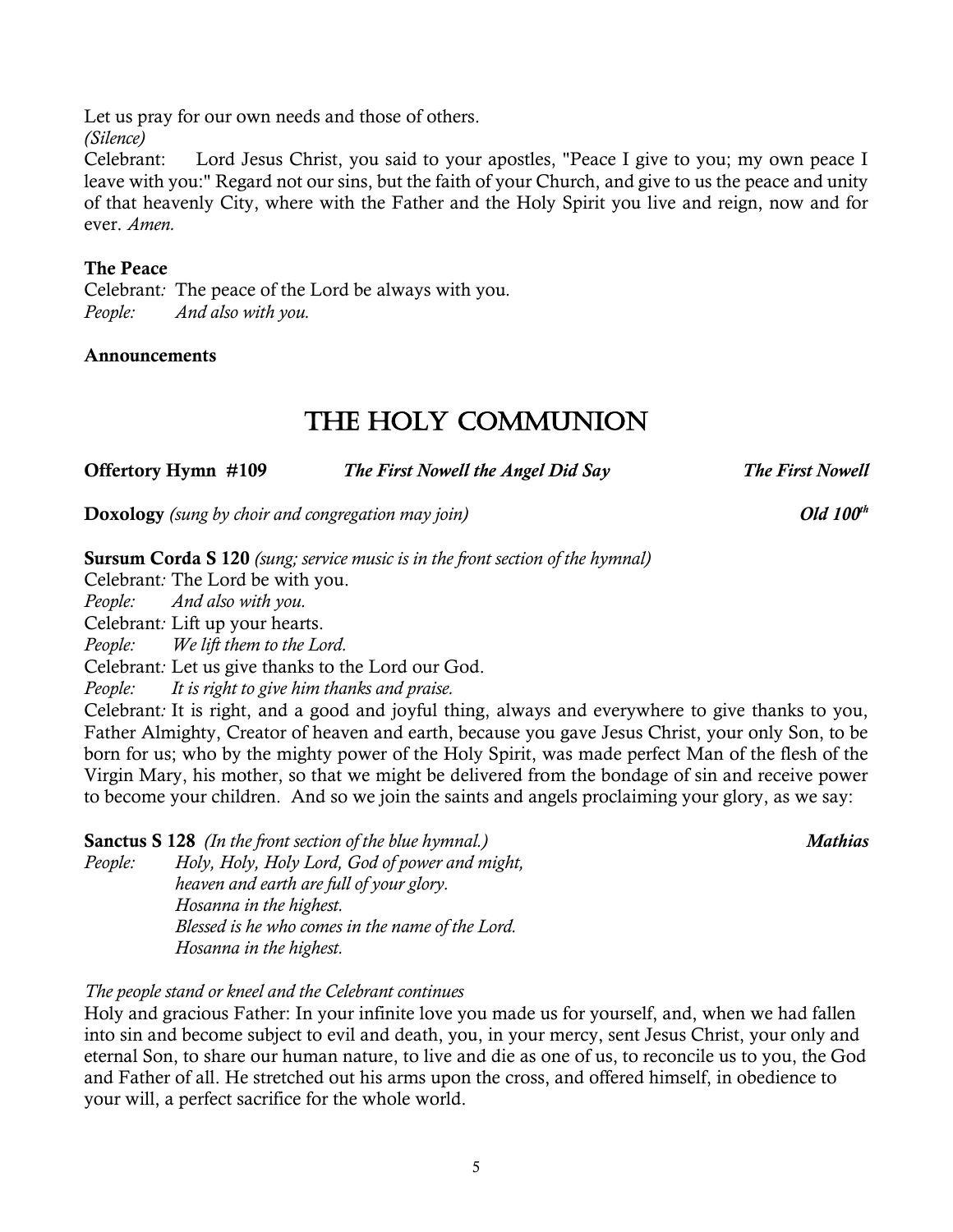Let us pray for our own needs and those of others.
*(Silence)*
Celebrant: Lord Jesus Christ, you said to your apostles, "Peace I give to you; my own peace I leave with you:" Regard not our sins, but the faith of your Church, and give to us the peace and unity of that heavenly City, where with the Father and the Holy Spirit you live and reign, now and for ever. *Amen.*

**The Peace**
Celebrant: The peace of the Lord be always with you.
*People: And also with you.*

**Announcements**

# THE HOLY COMMUNION

**Offertory Hymn #109** *The First Nowell the Angel Did Say* ***The First Nowell***

**Doxology** *(sung by choir and congregation may join)* ***Old 100th***

**Sursum Corda S 120** *(sung; service music is in the front section of the hymnal)*
Celebrant: The Lord be with you.
*People: And also with you.*
Celebrant: Lift up your hearts.
*People: We lift them to the Lord.*
Celebrant: Let us give thanks to the Lord our God.
*People: It is right to give him thanks and praise.*
Celebrant: It is right, and a good and joyful thing, always and everywhere to give thanks to you, Father Almighty, Creator of heaven and earth, because you gave Jesus Christ, your only Son, to be born for us; who by the mighty power of the Holy Spirit, was made perfect Man of the flesh of the Virgin Mary, his mother, so that we might be delivered from the bondage of sin and receive power to become your children. And so we join the saints and angels proclaiming your glory, as we say:

**Sanctus S 128** *(In the front section of the blue hymnal.)* ***Mathias***
*People: Holy, Holy, Holy Lord, God of power and might,*
*heaven and earth are full of your glory.*
*Hosanna in the highest.*
*Blessed is he who comes in the name of the Lord.*
*Hosanna in the highest.*

*The people stand or kneel and the Celebrant continues*
Holy and gracious Father: In your infinite love you made us for yourself, and, when we had fallen into sin and become subject to evil and death, you, in your mercy, sent Jesus Christ, your only and eternal Son, to share our human nature, to live and die as one of us, to reconcile us to you, the God and Father of all. He stretched out his arms upon the cross, and offered himself, in obedience to your will, a perfect sacrifice for the whole world.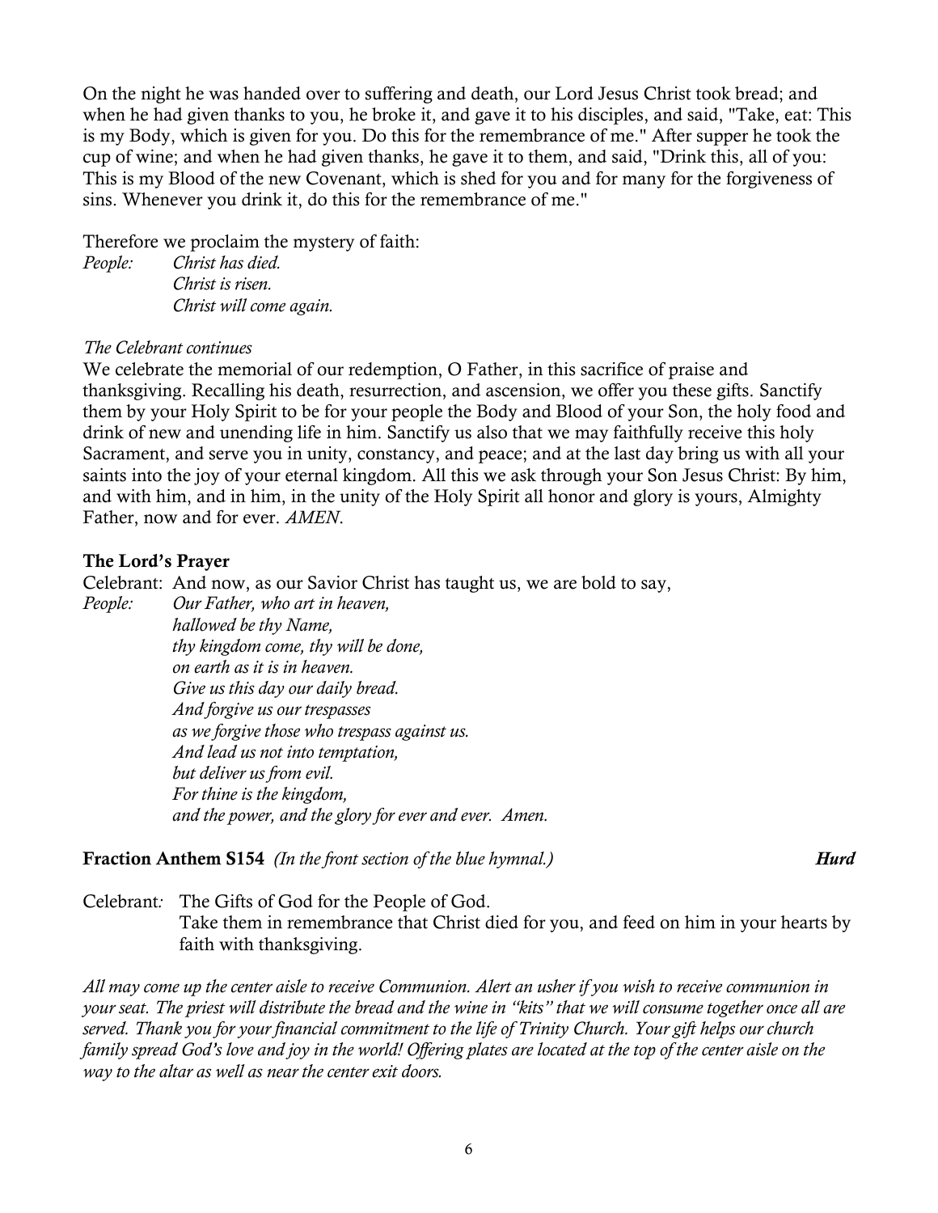On the night he was handed over to suffering and death, our Lord Jesus Christ took bread; and when he had given thanks to you, he broke it, and gave it to his disciples, and said, "Take, eat: This is my Body, which is given for you. Do this for the remembrance of me." After supper he took the cup of wine; and when he had given thanks, he gave it to them, and said, "Drink this, all of you: This is my Blood of the new Covenant, which is shed for you and for many for the forgiveness of sins. Whenever you drink it, do this for the remembrance of me."

Therefore we proclaim the mystery of faith:
*People:* *Christ has died.*
*Christ is risen.*
*Christ will come again.*

*The Celebrant continues*
We celebrate the memorial of our redemption, O Father, in this sacrifice of praise and thanksgiving. Recalling his death, resurrection, and ascension, we offer you these gifts. Sanctify them by your Holy Spirit to be for your people the Body and Blood of your Son, the holy food and drink of new and unending life in him. Sanctify us also that we may faithfully receive this holy Sacrament, and serve you in unity, constancy, and peace; and at the last day bring us with all your saints into the joy of your eternal kingdom. All this we ask through your Son Jesus Christ: By him, and with him, and in him, in the unity of the Holy Spirit all honor and glory is yours, Almighty Father, now and for ever. *AMEN.*

**The Lord's Prayer**

Celebrant: And now, as our Savior Christ has taught us, we are bold to say,
*People:* *Our Father, who art in heaven,*
*hallowed be thy Name,*
*thy kingdom come, thy will be done,*
*on earth as it is in heaven.*
*Give us this day our daily bread.*
*And forgive us our trespasses*
*as we forgive those who trespass against us.*
*And lead us not into temptation,*
*but deliver us from evil.*
*For thine is the kingdom,*
*and the power, and the glory for ever and ever. Amen.*

**Fraction Anthem S154** *(In the front section of the blue hymnal.)* ***Hurd***

Celebrant: The Gifts of God for the People of God.
Take them in remembrance that Christ died for you, and feed on him in your hearts by faith with thanksgiving.

*All may come up the center aisle to receive Communion. Alert an usher if you wish to receive communion in your seat. The priest will distribute the bread and the wine in "kits" that we will consume together once all are served. Thank you for your financial commitment to the life of Trinity Church. Your gift helps our church family spread God's love and joy in the world! Offering plates are located at the top of the center aisle on the way to the altar as well as near the center exit doors.*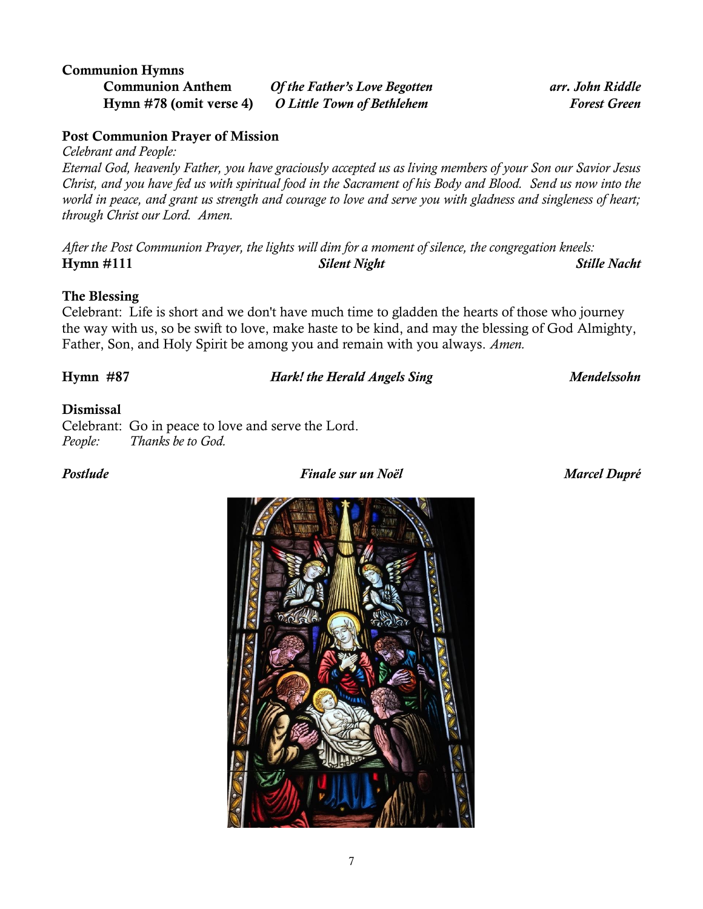**Communion Hymns**

**Communion Anthem** — ***Of the Father's Love Begotten*** — ***arr. John Riddle***

**Hymn #78 (omit verse 4)** — ***O Little Town of Bethlehem*** — ***Forest Green***

**Post Communion Prayer of Mission**

*Celebrant and People:*

*Eternal God, heavenly Father, you have graciously accepted us as living members of your Son our Savior Jesus Christ, and you have fed us with spiritual food in the Sacrament of his Body and Blood. Send us now into the world in peace, and grant us strength and courage to love and serve you with gladness and singleness of heart; through Christ our Lord. Amen.*

*After the Post Communion Prayer, the lights will dim for a moment of silence, the congregation kneels:*

**Hymn #111** — ***Silent Night*** — ***Stille Nacht***

**The Blessing**

Celebrant: Life is short and we don't have much time to gladden the hearts of those who journey the way with us, so be swift to love, make haste to be kind, and may the blessing of God Almighty, Father, Son, and Holy Spirit be among you and remain with you always. *Amen.*

**Hymn #87** — ***Hark! the Herald Angels Sing*** — ***Mendelssohn***

**Dismissal**

Celebrant: Go in peace to love and serve the Lord.

*People:* *Thanks be to God.*

***Postlude*** — ***Finale sur un Noël*** — ***Marcel Dupré***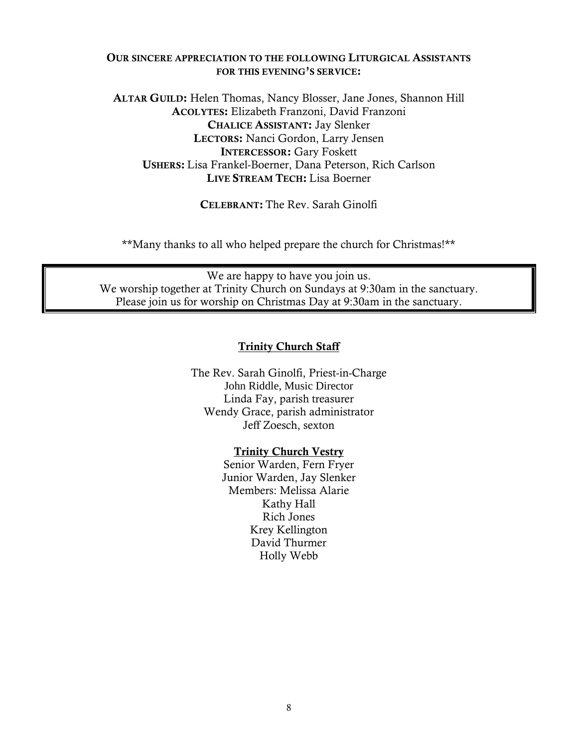**OUR SINCERE APPRECIATION TO THE FOLLOWING LITURGICAL ASSISTANTS FOR THIS EVENING'S SERVICE:**

**ALTAR GUILD:** Helen Thomas, Nancy Blosser, Jane Jones, Shannon Hill
**ACOLYTES:** Elizabeth Franzoni, David Franzoni
**CHALICE ASSISTANT:** Jay Slenker
**LECTORS:** Nanci Gordon, Larry Jensen
**INTERCESSOR:** Gary Foskett
**USHERS:** Lisa Frankel-Boerner, Dana Peterson, Rich Carlson
**LIVE STREAM TECH:** Lisa Boerner

**CELEBRANT:** The Rev. Sarah Ginolfi

**Many thanks to all who helped prepare the church for Christmas!**

We are happy to have you join us.
We worship together at Trinity Church on Sundays at 9:30am in the sanctuary.
Please join us for worship on Christmas Day at 9:30am in the sanctuary.

**Trinity Church Staff**

The Rev. Sarah Ginolfi, Priest-in-Charge
John Riddle, Music Director
Linda Fay, parish treasurer
Wendy Grace, parish administrator
Jeff Zoesch, sexton

**Trinity Church Vestry**

Senior Warden, Fern Fryer
Junior Warden, Jay Slenker
Members: Melissa Alarie
Kathy Hall
Rich Jones
Krey Kellington
David Thurmer
Holly Webb